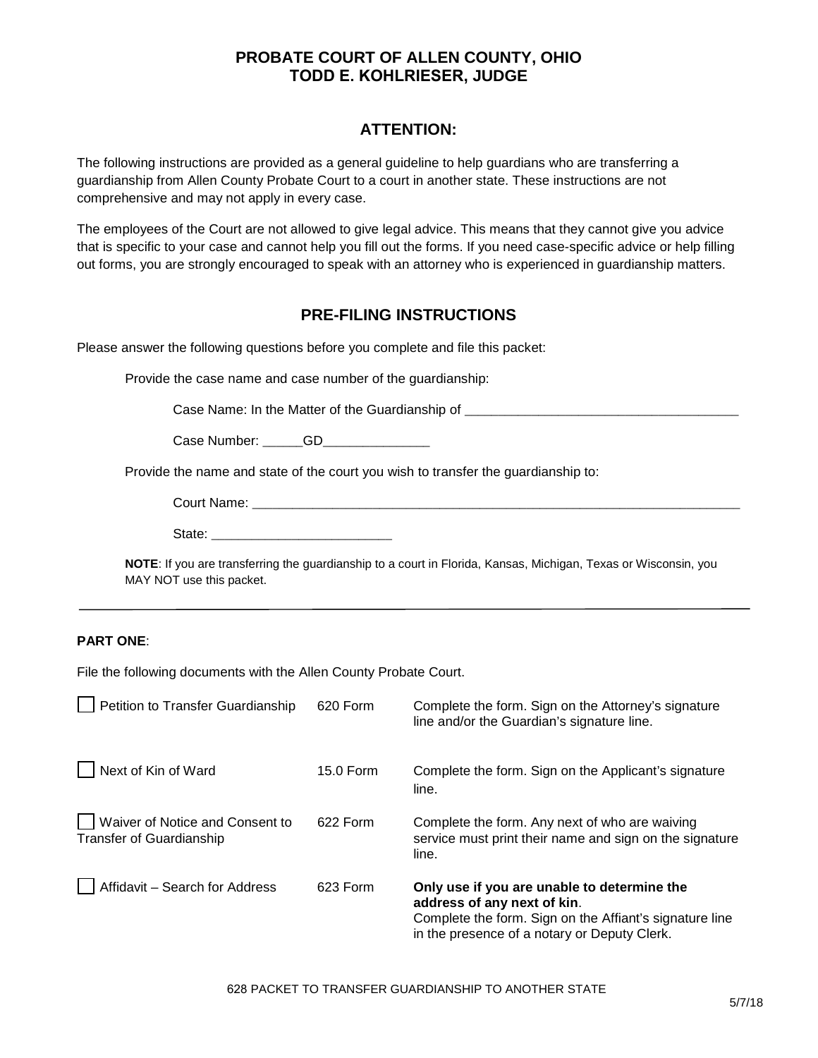## PROBATE COURT OF ALLEN COUNTY, OHIO
## TODD E. KOHLRIESER, JUDGE

### ATTENTION:

The following instructions are provided as a general guideline to help guardians who are transferring a guardianship from Allen County Probate Court to a court in another state. These instructions are not comprehensive and may not apply in every case.

The employees of the Court are not allowed to give legal advice. This means that they cannot give you advice that is specific to your case and cannot help you fill out the forms. If you need case-specific advice or help filling out forms, you are strongly encouraged to speak with an attorney who is experienced in guardianship matters.

### PRE-FILING INSTRUCTIONS

Please answer the following questions before you complete and file this packet:

Provide the case name and case number of the guardianship:

Case Name: In the Matter of the Guardianship of ______________________________________

Case Number: ______GD_______________

Provide the name and state of the court you wish to transfer the guardianship to:

Court Name: _______________________________________________________________________

State: _________________________

**NOTE**: If you are transferring the guardianship to a court in Florida, Kansas, Michigan, Texas or Wisconsin, you MAY NOT use this packet.

---

**PART ONE**:

File the following documents with the Allen County Probate Court.

| Document | Form | Instructions |
|---|---|---|
| ☐ Petition to Transfer Guardianship | 620 Form | Complete the form. Sign on the Attorney's signature line and/or the Guardian's signature line. |
| ☐ Next of Kin of Ward | 15.0 Form | Complete the form. Sign on the Applicant's signature line. |
| ☐ Waiver of Notice and Consent to Transfer of Guardianship | 622 Form | Complete the form. Any next of who are waiving service must print their name and sign on the signature line. |
| ☐ Affidavit – Search for Address | 623 Form | **Only use if you are unable to determine the address of any next of kin**. Complete the form. Sign on the Affiant's signature line in the presence of a notary or Deputy Clerk. |

628 PACKET TO TRANSFER GUARDIANSHIP TO ANOTHER STATE

5/7/18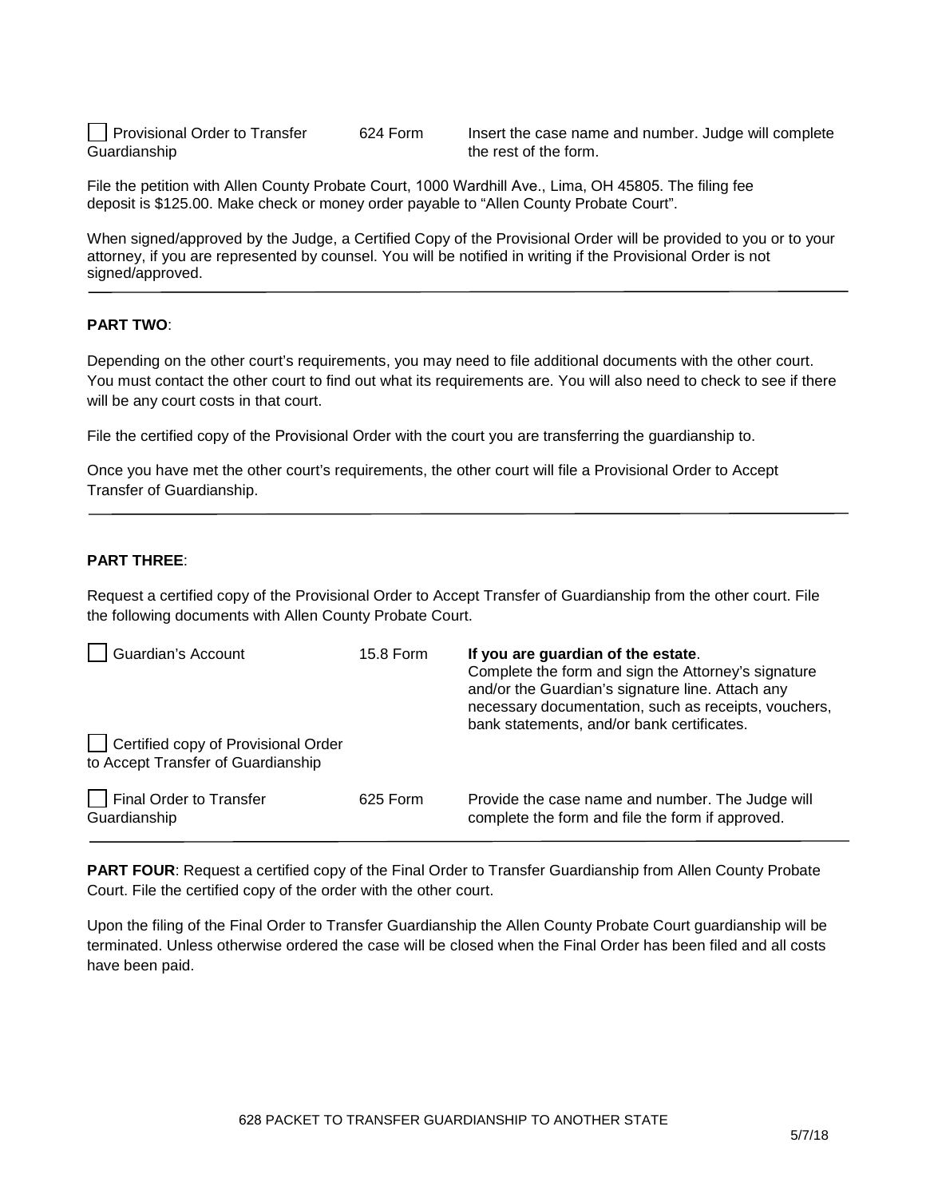| | | |
|---|---|---|
| ☐ Provisional Order to Transfer Guardianship | 624 Form | Insert the case name and number. Judge will complete the rest of the form. |

File the petition with Allen County Probate Court, 1000 Wardhill Ave., Lima, OH 45805. The filing fee deposit is $125.00. Make check or money order payable to "Allen County Probate Court".

When signed/approved by the Judge, a Certified Copy of the Provisional Order will be provided to you or to your attorney, if you are represented by counsel. You will be notified in writing if the Provisional Order is not signed/approved.

---

**PART TWO**:

Depending on the other court's requirements, you may need to file additional documents with the other court. You must contact the other court to find out what its requirements are. You will also need to check to see if there will be any court costs in that court.

File the certified copy of the Provisional Order with the court you are transferring the guardianship to.

Once you have met the other court's requirements, the other court will file a Provisional Order to Accept Transfer of Guardianship.

---

**PART THREE**:

Request a certified copy of the Provisional Order to Accept Transfer of Guardianship from the other court. File the following documents with Allen County Probate Court.

| | | |
|---|---|---|
| ☐ Guardian's Account | 15.8 Form | **If you are guardian of the estate**. Complete the form and sign the Attorney's signature and/or the Guardian's signature line. Attach any necessary documentation, such as receipts, vouchers, bank statements, and/or bank certificates. |
| ☐ Certified copy of Provisional Order to Accept Transfer of Guardianship | | |
| ☐ Final Order to Transfer Guardianship | 625 Form | Provide the case name and number. The Judge will complete the form and file the form if approved. |

---

**PART FOUR**: Request a certified copy of the Final Order to Transfer Guardianship from Allen County Probate Court. File the certified copy of the order with the other court.

Upon the filing of the Final Order to Transfer Guardianship the Allen County Probate Court guardianship will be terminated. Unless otherwise ordered the case will be closed when the Final Order has been filed and all costs have been paid.